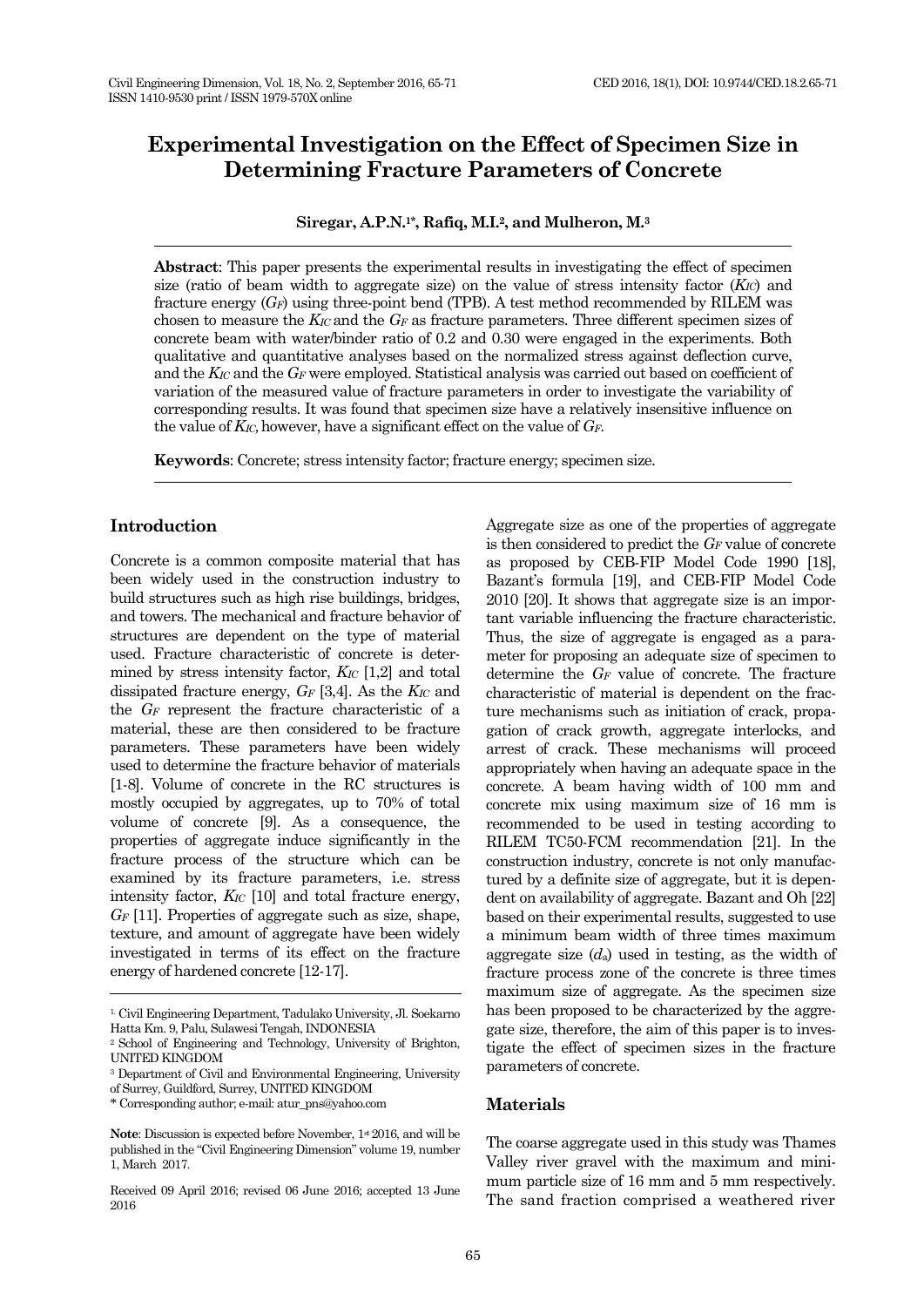# Experimental Investigation on the Effect of Specimen Size in Determining Fracture Parameters of Concrete

**Siregar, A.P.N.[1*], Rafiq, M.I.[2], and Mulheron, M.[3]**

**Abstract**: This paper presents the experimental results in investigating the effect of specimen size (ratio of beam width to aggregate size) on the value of stress intensity factor ($K_{IC}$) and fracture energy ($G_F$) using three-point bend (TPB). A test method recommended by RILEM was chosen to measure the $K_{IC}$ and the $G_F$ as fracture parameters. Three different specimen sizes of concrete beam with water/binder ratio of 0.2 and 0.30 were engaged in the experiments. Both qualitative and quantitative analyses based on the normalized stress against deflection curve, and the $K_{IC}$ and the $G_F$ were employed. Statistical analysis was carried out based on coefficient of variation of the measured value of fracture parameters in order to investigate the variability of corresponding results. It was found that specimen size have a relatively insensitive influence on the value of $K_{IC}$, however, have a significant effect on the value of $G_F$.

**Keywords**: Concrete; stress intensity factor; fracture energy; specimen size.

## Introduction

Concrete is a common composite material that has been widely used in the construction industry to build structures such as high rise buildings, bridges, and towers. The mechanical and fracture behavior of structures are dependent on the type of material used. Fracture characteristic of concrete is determined by stress intensity factor, $K_{IC}$ [1,2] and total dissipated fracture energy, $G_F$ [3,4]. As the $K_{IC}$ and the $G_F$ represent the fracture characteristic of a material, these are then considered to be fracture parameters. These parameters have been widely used to determine the fracture behavior of materials [1-8]. Volume of concrete in the RC structures is mostly occupied by aggregates, up to 70% of total volume of concrete [9]. As a consequence, the properties of aggregate induce significantly in the fracture process of the structure which can be examined by its fracture parameters, i.e. stress intensity factor, $K_{IC}$ [10] and total fracture energy, $G_F$ [11]. Properties of aggregate such as size, shape, texture, and amount of aggregate have been widely investigated in terms of its effect on the fracture energy of hardened concrete [12-17].

Aggregate size as one of the properties of aggregate is then considered to predict the $G_F$ value of concrete as proposed by CEB-FIP Model Code 1990 [18], Bazant's formula [19], and CEB-FIP Model Code 2010 [20]. It shows that aggregate size is an important variable influencing the fracture characteristic. Thus, the size of aggregate is engaged as a parameter for proposing an adequate size of specimen to determine the $G_F$ value of concrete. The fracture characteristic of material is dependent on the fracture mechanisms such as initiation of crack, propagation of crack growth, aggregate interlocks, and arrest of crack. These mechanisms will proceed appropriately when having an adequate space in the concrete. A beam having width of 100 mm and concrete mix using maximum size of 16 mm is recommended to be used in testing according to RILEM TC50-FCM recommendation [21]. In the construction industry, concrete is not only manufactured by a definite size of aggregate, but it is dependent on availability of aggregate. Bazant and Oh [22] based on their experimental results, suggested to use a minimum beam width of three times maximum aggregate size ($d_a$) used in testing, as the width of fracture process zone of the concrete is three times maximum size of aggregate. As the specimen size has been proposed to be characterized by the aggregate size, therefore, the aim of this paper is to investigate the effect of specimen sizes in the fracture parameters of concrete.

## Materials

The coarse aggregate used in this study was Thames Valley river gravel with the maximum and minimum particle size of 16 mm and 5 mm respectively. The sand fraction comprised a weathered river

---

[1] Civil Engineering Department, Tadulako University, Jl. Soekarno Hatta Km. 9, Palu, Sulawesi Tengah, INDONESIA

[2] School of Engineering and Technology, University of Brighton, UNITED KINGDOM

[3] Department of Civil and Environmental Engineering, University of Surrey, Guildford, Surrey, UNITED KINGDOM

\* Corresponding author; e-mail: atur_pns@yahoo.com

**Note**: Discussion is expected before November, 1st 2016, and will be published in the "Civil Engineering Dimension" volume 19, number 1, March 2017.

Received 09 April 2016; revised 06 June 2016; accepted 13 June 2016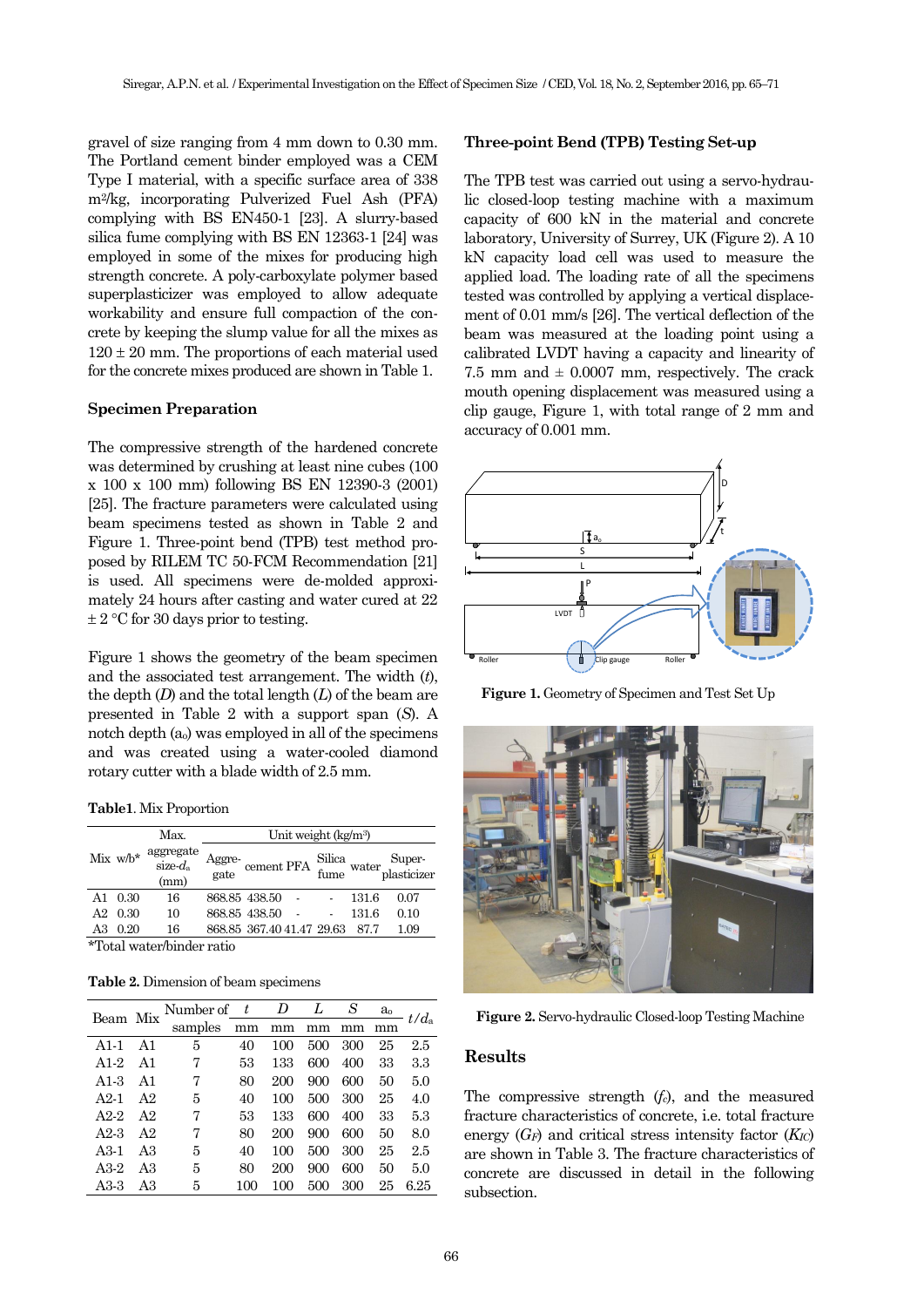gravel of size ranging from 4 mm down to 0.30 mm. The Portland cement binder employed was a CEM Type I material, with a specific surface area of 338 $m^2$/kg, incorporating Pulverized Fuel Ash (PFA) complying with BS EN450-1 [23]. A slurry-based silica fume complying with BS EN 12363-1 [24] was employed in some of the mixes for producing high strength concrete. A poly-carboxylate polymer based superplasticizer was employed to allow adequate workability and ensure full compaction of the concrete by keeping the slump value for all the mixes as 120 ± 20 mm. The proportions of each material used for the concrete mixes produced are shown in Table 1.

### Specimen Preparation

The compressive strength of the hardened concrete was determined by crushing at least nine cubes (100 x 100 x 100 mm) following BS EN 12390-3 (2001) [25]. The fracture parameters were calculated using beam specimens tested as shown in Table 2 and Figure 1. Three-point bend (TPB) test method proposed by RILEM TC 50-FCM Recommendation [21] is used. All specimens were de-molded approximately 24 hours after casting and water cured at 22 ± 2 °C for 30 days prior to testing.

Figure 1 shows the geometry of the beam specimen and the associated test arrangement. The width ($t$), the depth ($D$) and the total length ($L$) of the beam are presented in Table 2 with a support span ($S$). A notch depth ($a_o$) was employed in all of the specimens and was created using a water-cooled diamond rotary cutter with a blade width of 2.5 mm.

**Table1**. Mix Proportion

| Mix | w/b* | Max. aggregate size-$d_a$ (mm) | Unit weight (kg/m³) | | | | | |
|---|---|---|---|---|---|---|---|---|
| | | | Aggregate | cement | PFA | Silica fume | water | Superplasticizer |
| A1 | 0.30 | 16 | 868.85 | 438.50 | - | - | 131.6 | 0.07 |
| A2 | 0.30 | 10 | 868.85 | 438.50 | - | - | 131.6 | 0.10 |
| A3 | 0.20 | 16 | 868.85 | 367.40 | 41.47 | 29.63 | 87.7 | 1.09 |

*Total water/binder ratio

**Table 2.** Dimension of beam specimens

| Beam | Mix | Number of samples | $t$ mm | $D$ mm | $L$ mm | $S$ mm | $a_o$ mm | $t/d_a$ |
|---|---|---|---|---|---|---|---|---|
| A1-1 | A1 | 5 | 40 | 100 | 500 | 300 | 25 | 2.5 |
| A1-2 | A1 | 7 | 53 | 133 | 600 | 400 | 33 | 3.3 |
| A1-3 | A1 | 7 | 80 | 200 | 900 | 600 | 50 | 5.0 |
| A2-1 | A2 | 5 | 40 | 100 | 500 | 300 | 25 | 4.0 |
| A2-2 | A2 | 7 | 53 | 133 | 600 | 400 | 33 | 5.3 |
| A2-3 | A2 | 7 | 80 | 200 | 900 | 600 | 50 | 8.0 |
| A3-1 | A3 | 5 | 40 | 100 | 500 | 300 | 25 | 2.5 |
| A3-2 | A3 | 5 | 80 | 200 | 900 | 600 | 50 | 5.0 |
| A3-3 | A3 | 5 | 100 | 100 | 500 | 300 | 25 | 6.25 |

### Three-point Bend (TPB) Testing Set-up

The TPB test was carried out using a servo-hydraulic closed-loop testing machine with a maximum capacity of 600 kN in the material and concrete laboratory, University of Surrey, UK (Figure 2). A 10 kN capacity load cell was used to measure the applied load. The loading rate of all the specimens tested was controlled by applying a vertical displacement of 0.01 mm/s [26]. The vertical deflection of the beam was measured at the loading point using a calibrated LVDT having a capacity and linearity of 7.5 mm and ± 0.0007 mm, respectively. The crack mouth opening displacement was measured using a clip gauge, Figure 1, with total range of 2 mm and accuracy of 0.001 mm.

**Figure 1.** Geometry of Specimen and Test Set Up

**Figure 2.** Servo-hydraulic Closed-loop Testing Machine

## Results

The compressive strength ($f_c$), and the measured fracture characteristics of concrete, i.e. total fracture energy ($G_F$) and critical stress intensity factor ($K_{IC}$) are shown in Table 3. The fracture characteristics of concrete are discussed in detail in the following subsection.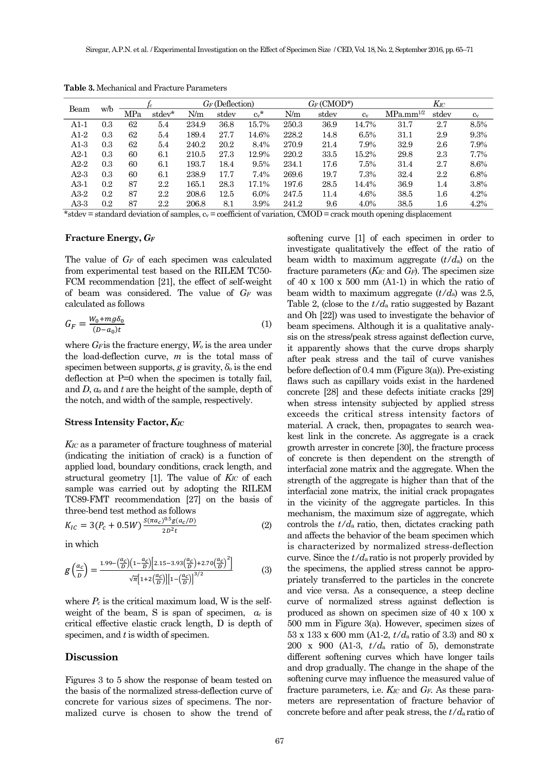**Table 3.** Mechanical and Fracture Parameters

| Beam | w/b | $f_c$ | | $G_F$ (Deflection) | | | $G_F$ (CMOD*) | | | $K_{IC}$ | | |
|---|---|---|---|---|---|---|---|---|---|---|---|---|
| | | MPa | stdev* | N/m | stdev | $c_v$* | N/m | stdev | $c_v$ | MPa.mm$^{1/2}$ | stdev | $c_v$ |
| A1-1 | 0.3 | 62 | 5.4 | 234.9 | 36.8 | 15.7% | 250.3 | 36.9 | 14.7% | 31.7 | 2.7 | 8.5% |
| A1-2 | 0.3 | 62 | 5.4 | 189.4 | 27.7 | 14.6% | 228.2 | 14.8 | 6.5% | 31.1 | 2.9 | 9.3% |
| A1-3 | 0.3 | 62 | 5.4 | 240.2 | 20.2 | 8.4% | 270.9 | 21.4 | 7.9% | 32.9 | 2.6 | 7.9% |
| A2-1 | 0.3 | 60 | 6.1 | 210.5 | 27.3 | 12.9% | 220.2 | 33.5 | 15.2% | 29.8 | 2.3 | 7.7% |
| A2-2 | 0.3 | 60 | 6.1 | 193.7 | 18.4 | 9.5% | 234.1 | 17.6 | 7.5% | 31.4 | 2.7 | 8.6% |
| A2-3 | 0.3 | 60 | 6.1 | 238.9 | 17.7 | 7.4% | 269.6 | 19.7 | 7.3% | 32.4 | 2.2 | 6.8% |
| A3-1 | 0.2 | 87 | 2.2 | 165.1 | 28.3 | 17.1% | 197.6 | 28.5 | 14.4% | 36.9 | 1.4 | 3.8% |
| A3-2 | 0.2 | 87 | 2.2 | 208.6 | 12.5 | 6.0% | 247.5 | 11.4 | 4.6% | 38.5 | 1.6 | 4.2% |
| A3-3 | 0.2 | 87 | 2.2 | 206.8 | 8.1 | 3.9% | 241.2 | 9.6 | 4.0% | 38.5 | 1.6 | 4.2% |

*stdev = standard deviation of samples, $c_v$ = coefficient of variation, CMOD = crack mouth opening displacement

### Fracture Energy, $G_F$

The value of $G_F$ of each specimen was calculated from experimental test based on the RILEM TC50-FCM recommendation [21], the effect of self-weight of beam was considered. The value of $G_F$ was calculated as follows

$$G_F = \frac{W_0 + mg\delta_0}{(D - a_0)t} \quad (1)$$

where $G_F$ is the fracture energy, $W_o$ is the area under the load-deflection curve, $m$ is the total mass of specimen between supports, $g$ is gravity, $\delta_o$ is the end deflection at P=0 when the specimen is totally fail, and $D$, $a_o$ and $t$ are the height of the sample, depth of the notch, and width of the sample, respectively.

### Stress Intensity Factor, $K_{IC}$

$K_{IC}$ as a parameter of fracture toughness of material (indicating the initiation of crack) is a function of applied load, boundary conditions, crack length, and structural geometry [1]. The value of $K_{IC}$ of each sample was carried out by adopting the RILEM TC89-FMT recommendation [27] on the basis of three-bend test method as follows

$$K_{IC} = 3(P_c + 0.5W)\frac{S(\pi a_c)^{0.5} g(a_c/D)}{2D^2 t} \quad (2)$$

in which

$$g\left(\frac{a_c}{D}\right) = \frac{1.99 - \left(\frac{a_c}{D}\right)\left(1 - \frac{a_c}{D}\right)\left[2.15 - 3.93\left(\frac{a_c}{D}\right) + 2.70\left(\frac{a_c}{D}\right)^2\right]}{\sqrt{\pi}\left[1 + 2\left(\frac{a_c}{D}\right)\right]\left[1 - \left(\frac{a_c}{D}\right)\right]^{3/2}} \quad (3)$$

where $P_c$ is the critical maximum load, W is the self-weight of the beam, S is span of specimen, $a_c$ is critical effective elastic crack length, D is depth of specimen, and $t$ is width of specimen.

## Discussion

Figures 3 to 5 show the response of beam tested on the basis of the normalized stress-deflection curve of concrete for various sizes of specimens. The normalized curve is chosen to show the trend of softening curve [1] of each specimen in order to investigate qualitatively the effect of the ratio of beam width to maximum aggregate ($t/d_a$) on the fracture parameters ($K_{IC}$ and $G_F$). The specimen size of 40 x 100 x 500 mm (A1-1) in which the ratio of beam width to maximum aggregate ($t/d_a$) was 2.5, Table 2, (close to the $t/d_a$ ratio suggested by Bazant and Oh [22]) was used to investigate the behavior of beam specimens. Although it is a qualitative analysis on the stress/peak stress against deflection curve, it apparently shows that the curve drops sharply after peak stress and the tail of curve vanishes before deflection of 0.4 mm (Figure 3(a)). Pre-existing flaws such as capillary voids exist in the hardened concrete [28] and these defects initiate cracks [29] when stress intensity subjected by applied stress exceeds the critical stress intensity factors of material. A crack, then, propagates to search weakest link in the concrete. As aggregate is a crack growth arrester in concrete [30], the fracture process of concrete is then dependent on the strength of interfacial zone matrix and the aggregate. When the strength of the aggregate is higher than that of the interfacial zone matrix, the initial crack propagates in the vicinity of the aggregate particles. In this mechanism, the maximum size of aggregate, which controls the $t/d_a$ ratio, then, dictates cracking path and affects the behavior of the beam specimen which is characterized by normalized stress-deflection curve. Since the $t/d_a$ ratio is not properly provided by the specimens, the applied stress cannot be appropriately transferred to the particles in the concrete and vice versa. As a consequence, a steep decline curve of normalized stress against deflection is produced as shown on specimen size of 40 x 100 x 500 mm in Figure 3(a). However, specimen sizes of 53 x 133 x 600 mm (A1-2, $t/d_a$ ratio of 3.3) and 80 x 200 x 900 (A1-3, $t/d_a$ ratio of 5), demonstrate different softening curves which have longer tails and drop gradually. The change in the shape of the softening curve may influence the measured value of fracture parameters, i.e. $K_{IC}$ and $G_F$. As these parameters are representation of fracture behavior of concrete before and after peak stress, the $t/d_a$ ratio of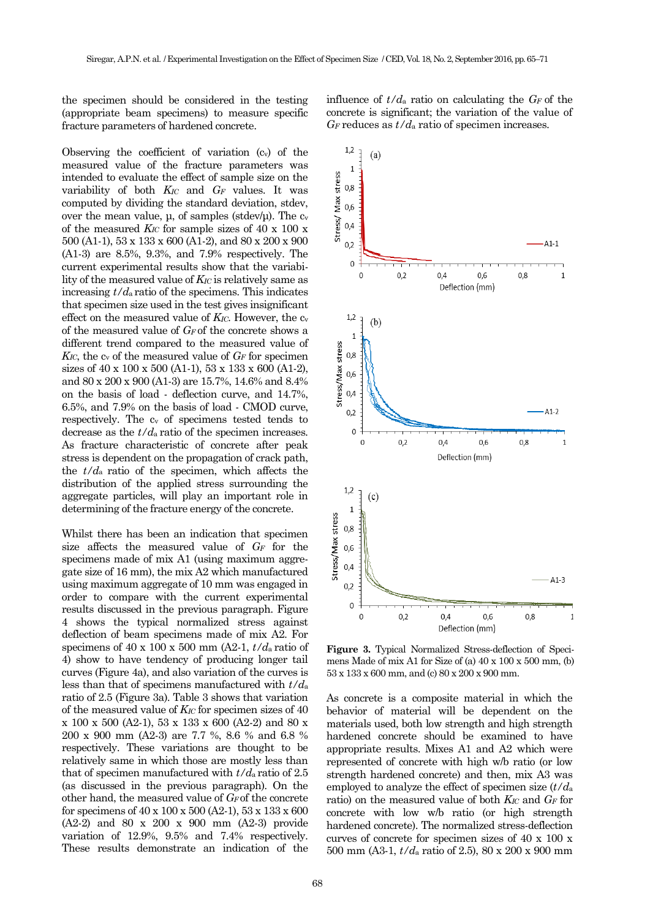the specimen should be considered in the testing (appropriate beam specimens) to measure specific fracture parameters of hardened concrete.

Observing the coefficient of variation ($c_v$) of the measured value of the fracture parameters was intended to evaluate the effect of sample size on the variability of both $K_{IC}$ and $G_F$ values. It was computed by dividing the standard deviation, stdev, over the mean value, μ, of samples (stdev/μ). The $c_v$ of the measured $K_{IC}$ for sample sizes of 40 x 100 x 500 (A1-1), 53 x 133 x 600 (A1-2), and 80 x 200 x 900 (A1-3) are 8.5%, 9.3%, and 7.9% respectively. The current experimental results show that the variability of the measured value of $K_{IC}$ is relatively same as increasing $t/d_a$ ratio of the specimens. This indicates that specimen size used in the test gives insignificant effect on the measured value of $K_{IC}$. However, the $c_v$ of the measured value of $G_F$ of the concrete shows a different trend compared to the measured value of $K_{IC}$, the $c_v$ of the measured value of $G_F$ for specimen sizes of 40 x 100 x 500 (A1-1), 53 x 133 x 600 (A1-2), and 80 x 200 x 900 (A1-3) are 15.7%, 14.6% and 8.4% on the basis of load - deflection curve, and 14.7%, 6.5%, and 7.9% on the basis of load - CMOD curve, respectively. The $c_v$ of specimens tested tends to decrease as the $t/d_a$ ratio of the specimen increases. As fracture characteristic of concrete after peak stress is dependent on the propagation of crack path, the $t/d_a$ ratio of the specimen, which affects the distribution of the applied stress surrounding the aggregate particles, will play an important role in determining of the fracture energy of the concrete.

Whilst there has been an indication that specimen size affects the measured value of $G_F$ for the specimens made of mix A1 (using maximum aggregate size of 16 mm), the mix A2 which manufactured using maximum aggregate of 10 mm was engaged in order to compare with the current experimental results discussed in the previous paragraph. Figure 4 shows the typical normalized stress against deflection of beam specimens made of mix A2. For specimens of 40 x 100 x 500 mm (A2-1, $t/d_a$ ratio of 4) show to have tendency of producing longer tail curves (Figure 4a), and also variation of the curves is less than that of specimens manufactured with $t/d_a$ ratio of 2.5 (Figure 3a). Table 3 shows that variation of the measured value of $K_{IC}$ for specimen sizes of 40 x 100 x 500 (A2-1), 53 x 133 x 600 (A2-2) and 80 x 200 x 900 mm (A2-3) are 7.7 %, 8.6 % and 6.8 % respectively. These variations are thought to be relatively same in which those are mostly less than that of specimen manufactured with $t/d_a$ ratio of 2.5 (as discussed in the previous paragraph). On the other hand, the measured value of $G_F$ of the concrete for specimens of 40 x 100 x 500 (A2-1), 53 x 133 x 600 (A2-2) and 80 x 200 x 900 mm (A2-3) provide variation of 12.9%, 9.5% and 7.4% respectively. These results demonstrate an indication of the influence of $t/d_a$ ratio on calculating the $G_F$ of the concrete is significant; the variation of the value of $G_F$ reduces as $t/d_a$ ratio of specimen increases.

**Figure 3.** Typical Normalized Stress-deflection of Specimens Made of mix A1 for Size of (a) 40 x 100 x 500 mm, (b) 53 x 133 x 600 mm, and (c) 80 x 200 x 900 mm.

As concrete is a composite material in which the behavior of material will be dependent on the materials used, both low strength and high strength hardened concrete should be examined to have appropriate results. Mixes A1 and A2 which were represented of concrete with high w/b ratio (or low strength hardened concrete) and then, mix A3 was employed to analyze the effect of specimen size ($t/d_a$ ratio) on the measured value of both $K_{IC}$ and $G_F$ for concrete with low w/b ratio (or high strength hardened concrete). The normalized stress-deflection curves of concrete for specimen sizes of 40 x 100 x 500 mm (A3-1, $t/d_a$ ratio of 2.5), 80 x 200 x 900 mm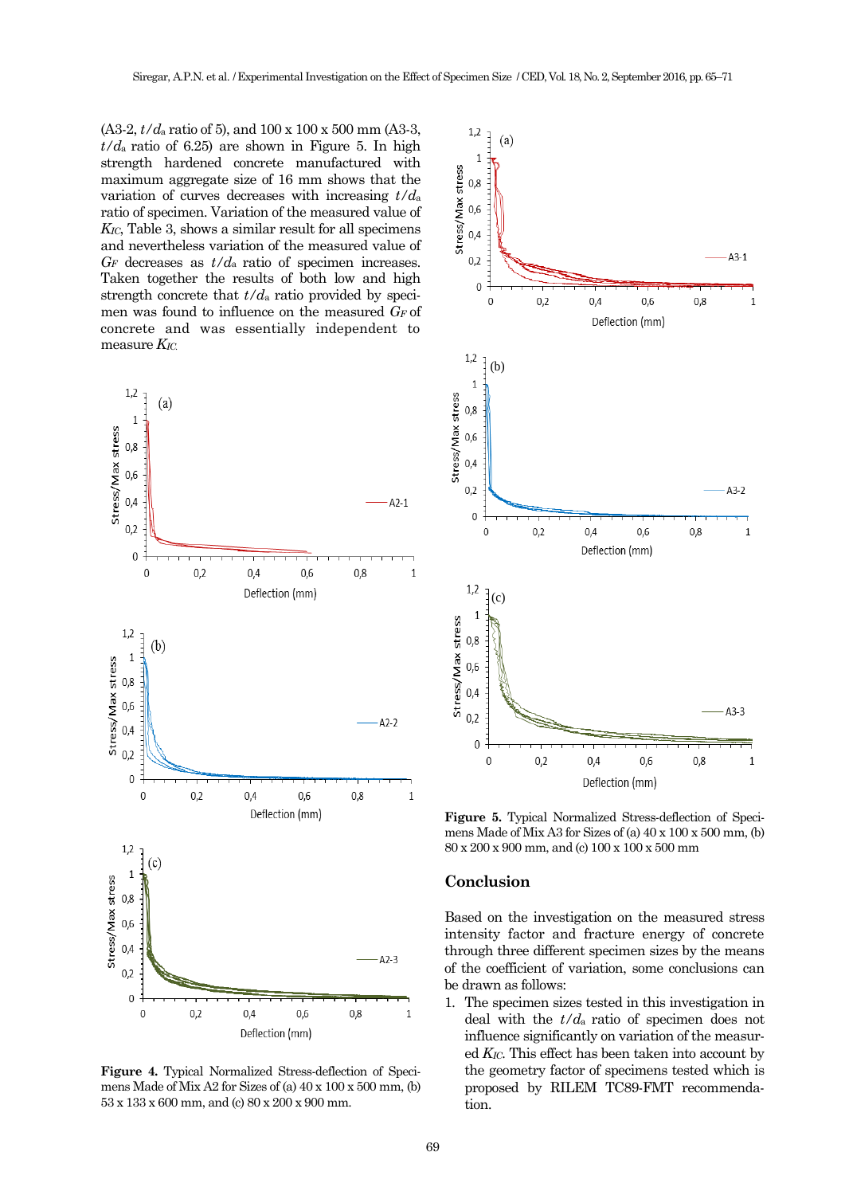(A3-2, $t/d_a$ ratio of 5), and 100 x 100 x 500 mm (A3-3, $t/d_a$ ratio of 6.25) are shown in Figure 5. In high strength hardened concrete manufactured with maximum aggregate size of 16 mm shows that the variation of curves decreases with increasing $t/d_a$ ratio of specimen. Variation of the measured value of $K_{IC}$, Table 3, shows a similar result for all specimens and nevertheless variation of the measured value of $G_F$ decreases as $t/d_a$ ratio of specimen increases. Taken together the results of both low and high strength concrete that $t/d_a$ ratio provided by specimen was found to influence on the measured $G_F$ of concrete and was essentially independent to measure $K_{IC}$.

**Figure 4.** Typical Normalized Stress-deflection of Specimens Made of Mix A2 for Sizes of (a) 40 x 100 x 500 mm, (b) 53 x 133 x 600 mm, and (c) 80 x 200 x 900 mm.

**Figure 5.** Typical Normalized Stress-deflection of Specimens Made of Mix A3 for Sizes of (a) 40 x 100 x 500 mm, (b) 80 x 200 x 900 mm, and (c) 100 x 100 x 500 mm

## Conclusion

Based on the investigation on the measured stress intensity factor and fracture energy of concrete through three different specimen sizes by the means of the coefficient of variation, some conclusions can be drawn as follows:

1. The specimen sizes tested in this investigation in deal with the $t/d_a$ ratio of specimen does not influence significantly on variation of the measured $K_{IC}$. This effect has been taken into account by the geometry factor of specimens tested which is proposed by RILEM TC89-FMT recommendation.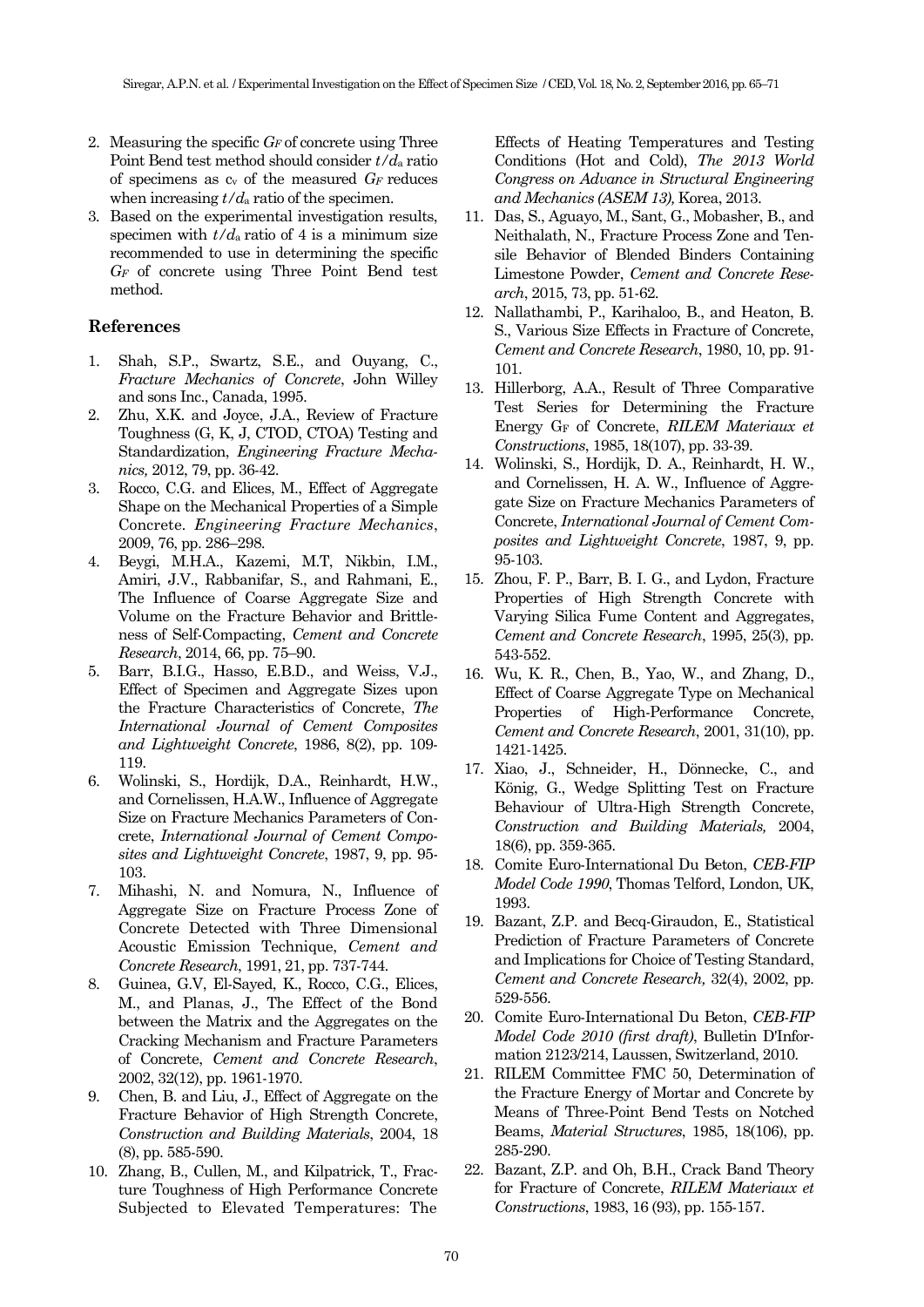2. Measuring the specific $G_F$ of concrete using Three Point Bend test method should consider $t/d_a$ ratio of specimens as $c_v$ of the measured $G_F$ reduces when increasing $t/d_a$ ratio of the specimen.
3. Based on the experimental investigation results, specimen with $t/d_a$ ratio of 4 is a minimum size recommended to use in determining the specific $G_F$ of concrete using Three Point Bend test method.

## References

1. Shah, S.P., Swartz, S.E., and Ouyang, C., *Fracture Mechanics of Concrete*, John Willey and sons Inc., Canada, 1995.
2. Zhu, X.K. and Joyce, J.A., Review of Fracture Toughness (G, K, J, CTOD, CTOA) Testing and Standardization, *Engineering Fracture Mechanics,* 2012, 79, pp. 36-42.
3. Rocco, C.G. and Elices, M., Effect of Aggregate Shape on the Mechanical Properties of a Simple Concrete. *Engineering Fracture Mechanics*, 2009, 76, pp. 286–298.
4. Beygi, M.H.A., Kazemi, M.T, Nikbin, I.M., Amiri, J.V., Rabbanifar, S., and Rahmani, E., The Influence of Coarse Aggregate Size and Volume on the Fracture Behavior and Brittleness of Self-Compacting, *Cement and Concrete Research*, 2014, 66, pp. 75–90.
5. Barr, B.I.G., Hasso, E.B.D., and Weiss, V.J., Effect of Specimen and Aggregate Sizes upon the Fracture Characteristics of Concrete, *The International Journal of Cement Composites and Lightweight Concrete*, 1986, 8(2), pp. 109-119.
6. Wolinski, S., Hordijk, D.A., Reinhardt, H.W., and Cornelissen, H.A.W., Influence of Aggregate Size on Fracture Mechanics Parameters of Concrete, *International Journal of Cement Composites and Lightweight Concrete*, 1987, 9, pp. 95-103.
7. Mihashi, N. and Nomura, N., Influence of Aggregate Size on Fracture Process Zone of Concrete Detected with Three Dimensional Acoustic Emission Technique, *Cement and Concrete Research*, 1991, 21, pp. 737-744.
8. Guinea, G.V, El-Sayed, K., Rocco, C.G., Elices, M., and Planas, J., The Effect of the Bond between the Matrix and the Aggregates on the Cracking Mechanism and Fracture Parameters of Concrete, *Cement and Concrete Research*, 2002, 32(12), pp. 1961-1970.
9. Chen, B. and Liu, J., Effect of Aggregate on the Fracture Behavior of High Strength Concrete, *Construction and Building Materials*, 2004, 18 (8), pp. 585-590.
10. Zhang, B., Cullen, M., and Kilpatrick, T., Fracture Toughness of High Performance Concrete Subjected to Elevated Temperatures: The Effects of Heating Temperatures and Testing Conditions (Hot and Cold), *The 2013 World Congress on Advance in Structural Engineering and Mechanics (ASEM 13),* Korea, 2013.
11. Das, S., Aguayo, M., Sant, G., Mobasher, B., and Neithalath, N., Fracture Process Zone and Tensile Behavior of Blended Binders Containing Limestone Powder, *Cement and Concrete Research*, 2015, 73, pp. 51-62.
12. Nallathambi, P., Karihaloo, B., and Heaton, B. S., Various Size Effects in Fracture of Concrete, *Cement and Concrete Research*, 1980, 10, pp. 91-101.
13. Hillerborg, A.A., Result of Three Comparative Test Series for Determining the Fracture Energy $G_F$ of Concrete, *RILEM Materiaux et Constructions*, 1985, 18(107), pp. 33-39.
14. Wolinski, S., Hordijk, D. A., Reinhardt, H. W., and Cornelissen, H. A. W., Influence of Aggregate Size on Fracture Mechanics Parameters of Concrete, *International Journal of Cement Composites and Lightweight Concrete*, 1987, 9, pp. 95-103.
15. Zhou, F. P., Barr, B. I. G., and Lydon, Fracture Properties of High Strength Concrete with Varying Silica Fume Content and Aggregates, *Cement and Concrete Research*, 1995, 25(3), pp. 543-552.
16. Wu, K. R., Chen, B., Yao, W., and Zhang, D., Effect of Coarse Aggregate Type on Mechanical Properties of High-Performance Concrete, *Cement and Concrete Research*, 2001, 31(10), pp. 1421-1425.
17. Xiao, J., Schneider, H., Dönnecke, C., and König, G., Wedge Splitting Test on Fracture Behaviour of Ultra-High Strength Concrete, *Construction and Building Materials,* 2004, 18(6), pp. 359-365.
18. Comite Euro-International Du Beton, *CEB-FIP Model Code 1990*, Thomas Telford, London, UK, 1993.
19. Bazant, Z.P. and Becq-Giraudon, E., Statistical Prediction of Fracture Parameters of Concrete and Implications for Choice of Testing Standard, *Cement and Concrete Research,* 32(4), 2002, pp. 529-556.
20. Comite Euro-International Du Beton, *CEB-FIP Model Code 2010 (first draft)*, Bulletin D'Information 2123/214, Laussen, Switzerland, 2010.
21. RILEM Committee FMC 50, Determination of the Fracture Energy of Mortar and Concrete by Means of Three-Point Bend Tests on Notched Beams, *Material Structures*, 1985, 18(106), pp. 285-290.
22. Bazant, Z.P. and Oh, B.H., Crack Band Theory for Fracture of Concrete, *RILEM Materiaux et Constructions*, 1983, 16 (93), pp. 155-157.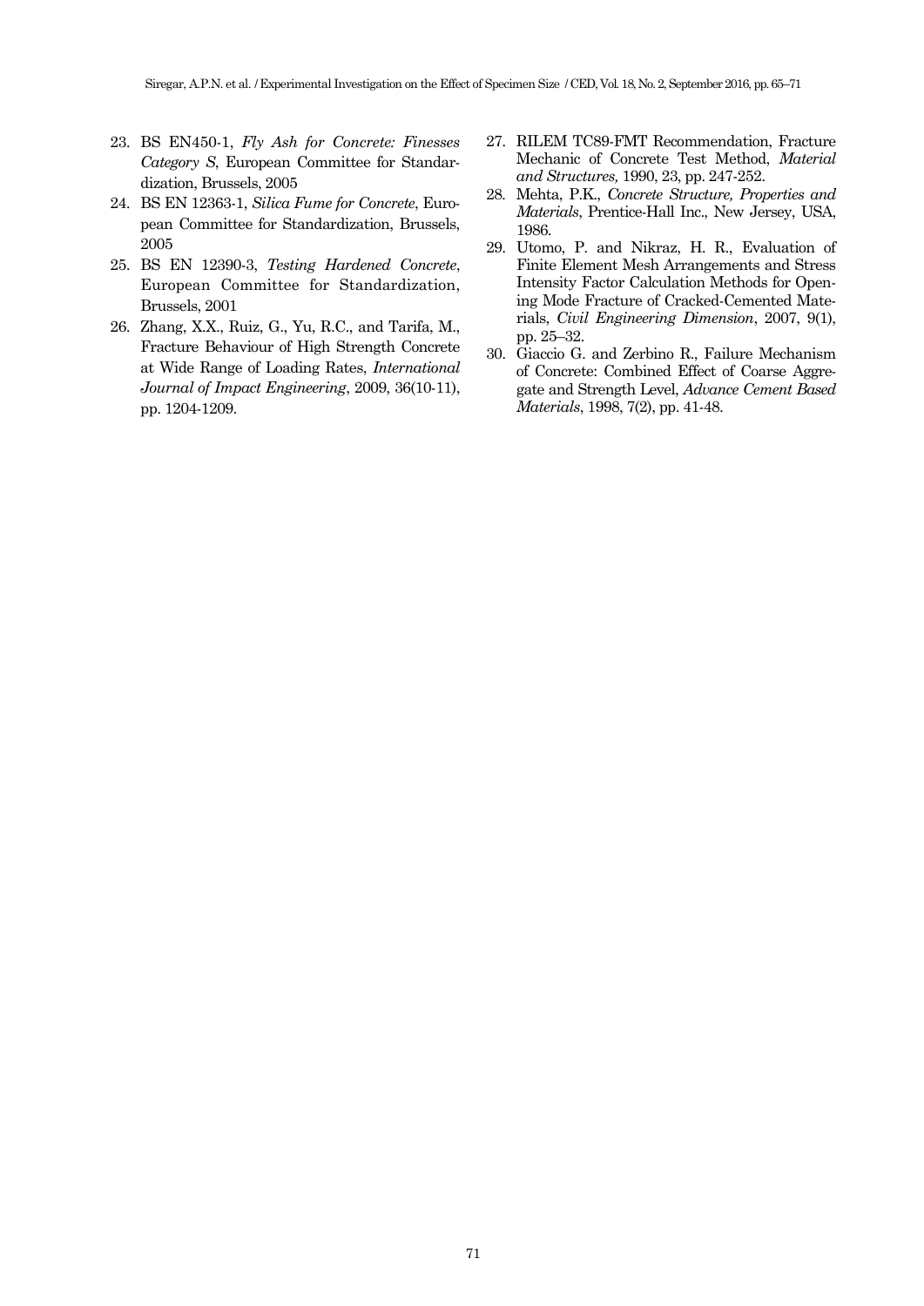23. BS EN450-1, *Fly Ash for Concrete: Finesses Category S*, European Committee for Standardization, Brussels, 2005
24. BS EN 12363-1, *Silica Fume for Concrete*, European Committee for Standardization, Brussels, 2005
25. BS EN 12390-3, *Testing Hardened Concrete*, European Committee for Standardization, Brussels, 2001
26. Zhang, X.X., Ruiz, G., Yu, R.C., and Tarifa, M., Fracture Behaviour of High Strength Concrete at Wide Range of Loading Rates, *International Journal of Impact Engineering*, 2009, 36(10-11), pp. 1204-1209.
27. RILEM TC89-FMT Recommendation, Fracture Mechanic of Concrete Test Method, *Material and Structures,* 1990, 23, pp. 247-252.
28. Mehta, P.K., *Concrete Structure, Properties and Materials*, Prentice-Hall Inc., New Jersey, USA, 1986.
29. Utomo, P. and Nikraz, H. R., Evaluation of Finite Element Mesh Arrangements and Stress Intensity Factor Calculation Methods for Opening Mode Fracture of Cracked-Cemented Materials, *Civil Engineering Dimension*, 2007, 9(1), pp. 25–32.
30. Giaccio G. and Zerbino R., Failure Mechanism of Concrete: Combined Effect of Coarse Aggregate and Strength Level, *Advance Cement Based Materials*, 1998, 7(2), pp. 41-48.